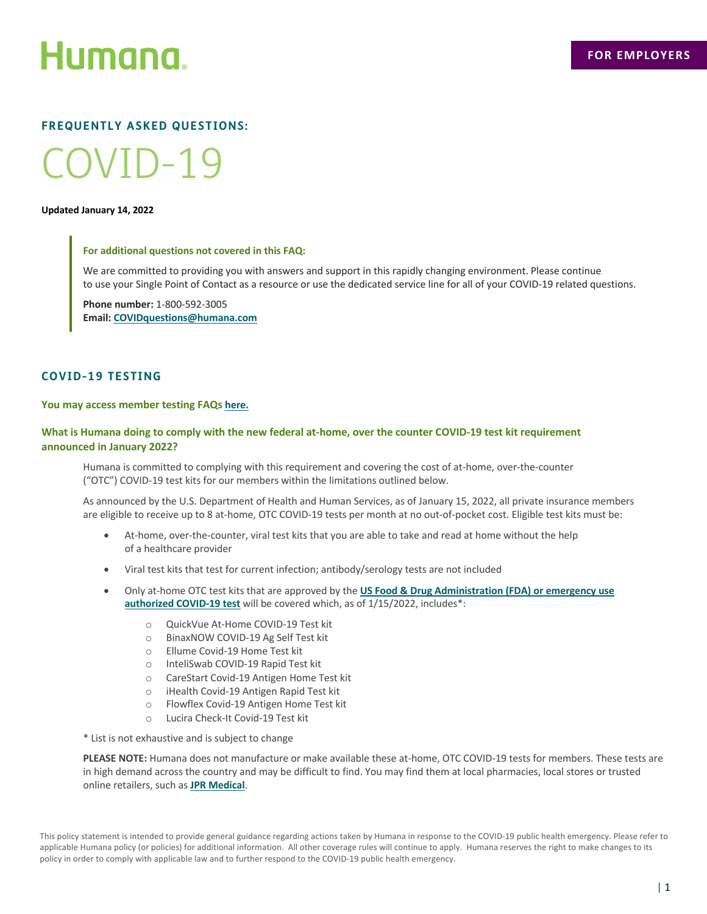Humana

FOR EMPLOYERS

**FREQUENTLY ASKED QUESTIONS:**

# COVID-19

**Updated January 14, 2022**

> **For additional questions not covered in this FAQ:**
>
> We are committed to providing you with answers and support in this rapidly changing environment. Please continue to use your Single Point of Contact as a resource or use the dedicated service line for all of your COVID-19 related questions.
>
> **Phone number:** 1-800-592-3005
> **Email:** **COVIDquestions@humana.com**

## COVID-19 TESTING

**You may access member testing FAQs here.**

### What is Humana doing to comply with the new federal at-home, over the counter COVID-19 test kit requirement announced in January 2022?

Humana is committed to complying with this requirement and covering the cost of at-home, over-the-counter ("OTC") COVID-19 test kits for our members within the limitations outlined below.

As announced by the U.S. Department of Health and Human Services, as of January 15, 2022, all private insurance members are eligible to receive up to 8 at-home, OTC COVID-19 tests per month at no out-of-pocket cost. Eligible test kits must be:

- At-home, over-the-counter, viral test kits that you are able to take and read at home without the help of a healthcare provider
- Viral test kits that test for current infection; antibody/serology tests are not included
- Only at-home OTC test kits that are approved by the **US Food & Drug Administration (FDA) or emergency use authorized COVID-19 test** will be covered which, as of 1/15/2022, includes*:
  - QuickVue At-Home COVID-19 Test kit
  - BinaxNOW COVID-19 Ag Self Test kit
  - Ellume Covid-19 Home Test kit
  - InteliSwab COVID-19 Rapid Test kit
  - CareStart Covid-19 Antigen Home Test kit
  - iHealth Covid-19 Antigen Rapid Test kit
  - Flowflex Covid-19 Antigen Home Test kit
  - Lucira Check-It Covid-19 Test kit

\* List is not exhaustive and is subject to change

**PLEASE NOTE:** Humana does not manufacture or make available these at-home, OTC COVID-19 tests for members. These tests are in high demand across the country and may be difficult to find. You may find them at local pharmacies, local stores or trusted online retailers, such as **JPR Medical**.

This policy statement is intended to provide general guidance regarding actions taken by Humana in response to the COVID-19 public health emergency. Please refer to applicable Humana policy (or policies) for additional information. All other coverage rules will continue to apply. Humana reserves the right to make changes to its policy in order to comply with applicable law and to further respond to the COVID-19 public health emergency.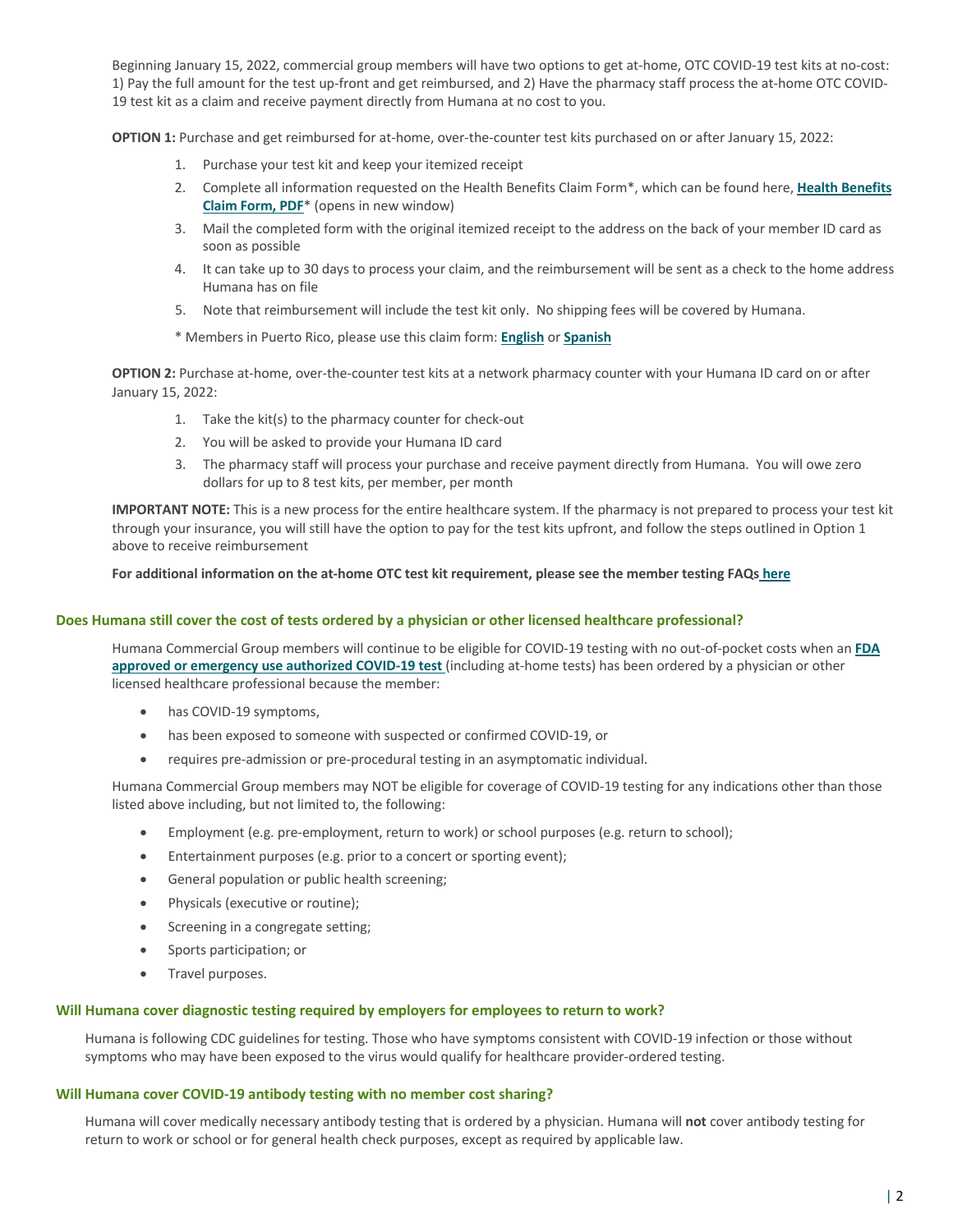Beginning January 15, 2022, commercial group members will have two options to get at-home, OTC COVID-19 test kits at no-cost: 1) Pay the full amount for the test up-front and get reimbursed, and 2) Have the pharmacy staff process the at-home OTC COVID-19 test kit as a claim and receive payment directly from Humana at no cost to you.

**OPTION 1:** Purchase and get reimbursed for at-home, over-the-counter test kits purchased on or after January 15, 2022:

1. Purchase your test kit and keep your itemized receipt
2. Complete all information requested on the Health Benefits Claim Form*, which can be found here, **Health Benefits Claim Form, PDF*** (opens in new window)
3. Mail the completed form with the original itemized receipt to the address on the back of your member ID card as soon as possible
4. It can take up to 30 days to process your claim, and the reimbursement will be sent as a check to the home address Humana has on file
5. Note that reimbursement will include the test kit only. No shipping fees will be covered by Humana.

\* Members in Puerto Rico, please use this claim form: **English** or **Spanish**

**OPTION 2:** Purchase at-home, over-the-counter test kits at a network pharmacy counter with your Humana ID card on or after January 15, 2022:

1. Take the kit(s) to the pharmacy counter for check-out
2. You will be asked to provide your Humana ID card
3. The pharmacy staff will process your purchase and receive payment directly from Humana. You will owe zero dollars for up to 8 test kits, per member, per month

**IMPORTANT NOTE:** This is a new process for the entire healthcare system. If the pharmacy is not prepared to process your test kit through your insurance, you will still have the option to pay for the test kits upfront, and follow the steps outlined in Option 1 above to receive reimbursement

**For additional information on the at-home OTC test kit requirement, please see the member testing FAQs here**

### Does Humana still cover the cost of tests ordered by a physician or other licensed healthcare professional?

Humana Commercial Group members will continue to be eligible for COVID-19 testing with no out-of-pocket costs when an **FDA approved or emergency use authorized COVID-19 test** (including at-home tests) has been ordered by a physician or other licensed healthcare professional because the member:

- has COVID-19 symptoms,
- has been exposed to someone with suspected or confirmed COVID-19, or
- requires pre-admission or pre-procedural testing in an asymptomatic individual.

Humana Commercial Group members may NOT be eligible for coverage of COVID-19 testing for any indications other than those listed above including, but not limited to, the following:

- Employment (e.g. pre-employment, return to work) or school purposes (e.g. return to school);
- Entertainment purposes (e.g. prior to a concert or sporting event);
- General population or public health screening;
- Physicals (executive or routine);
- Screening in a congregate setting;
- Sports participation; or
- Travel purposes.

### Will Humana cover diagnostic testing required by employers for employees to return to work?

Humana is following CDC guidelines for testing. Those who have symptoms consistent with COVID-19 infection or those without symptoms who may have been exposed to the virus would qualify for healthcare provider-ordered testing.

### Will Humana cover COVID-19 antibody testing with no member cost sharing?

Humana will cover medically necessary antibody testing that is ordered by a physician. Humana will **not** cover antibody testing for return to work or school or for general health check purposes, except as required by applicable law.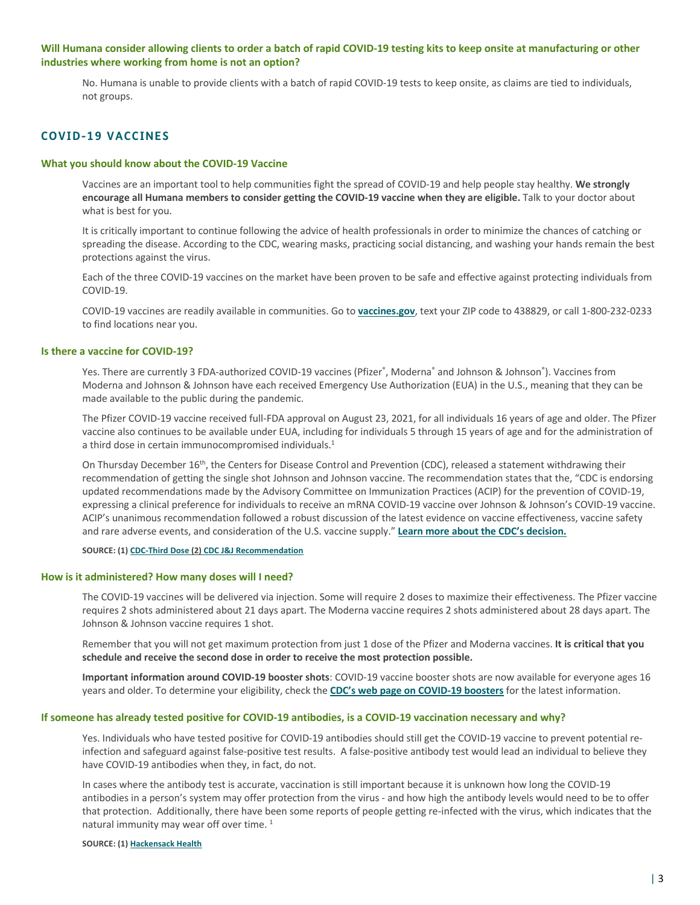### Will Humana consider allowing clients to order a batch of rapid COVID-19 testing kits to keep onsite at manufacturing or other industries where working from home is not an option?

No. Humana is unable to provide clients with a batch of rapid COVID-19 tests to keep onsite, as claims are tied to individuals, not groups.

## COVID-19 VACCINES

### What you should know about the COVID-19 Vaccine

Vaccines are an important tool to help communities fight the spread of COVID-19 and help people stay healthy. **We strongly encourage all Humana members to consider getting the COVID-19 vaccine when they are eligible.** Talk to your doctor about what is best for you.

It is critically important to continue following the advice of health professionals in order to minimize the chances of catching or spreading the disease. According to the CDC, wearing masks, practicing social distancing, and washing your hands remain the best protections against the virus.

Each of the three COVID-19 vaccines on the market have been proven to be safe and effective against protecting individuals from COVID-19.

COVID-19 vaccines are readily available in communities. Go to **vaccines.gov**, text your ZIP code to 438829, or call 1-800-232-0233 to find locations near you.

### Is there a vaccine for COVID-19?

Yes. There are currently 3 FDA-authorized COVID-19 vaccines (Pfizer®, Moderna® and Johnson & Johnson®). Vaccines from Moderna and Johnson & Johnson have each received Emergency Use Authorization (EUA) in the U.S., meaning that they can be made available to the public during the pandemic.

The Pfizer COVID-19 vaccine received full-FDA approval on August 23, 2021, for all individuals 16 years of age and older. The Pfizer vaccine also continues to be available under EUA, including for individuals 5 through 15 years of age and for the administration of a third dose in certain immunocompromised individuals.[1]

On Thursday December 16th, the Centers for Disease Control and Prevention (CDC), released a statement withdrawing their recommendation of getting the single shot Johnson and Johnson vaccine. The recommendation states that the, "CDC is endorsing updated recommendations made by the Advisory Committee on Immunization Practices (ACIP) for the prevention of COVID-19, expressing a clinical preference for individuals to receive an mRNA COVID-19 vaccine over Johnson & Johnson's COVID-19 vaccine. ACIP's unanimous recommendation followed a robust discussion of the latest evidence on vaccine effectiveness, vaccine safety and rare adverse events, and consideration of the U.S. vaccine supply." **Learn more about the CDC's decision.**

**SOURCE: (1) CDC-Third Dose (2) CDC J&J Recommendation**

### How is it administered? How many doses will I need?

The COVID-19 vaccines will be delivered via injection. Some will require 2 doses to maximize their effectiveness. The Pfizer vaccine requires 2 shots administered about 21 days apart. The Moderna vaccine requires 2 shots administered about 28 days apart. The Johnson & Johnson vaccine requires 1 shot.

Remember that you will not get maximum protection from just 1 dose of the Pfizer and Moderna vaccines. **It is critical that you schedule and receive the second dose in order to receive the most protection possible.**

**Important information around COVID-19 booster shots**: COVID-19 vaccine booster shots are now available for everyone ages 16 years and older. To determine your eligibility, check the **CDC's web page on COVID-19 boosters** for the latest information.

### If someone has already tested positive for COVID-19 antibodies, is a COVID-19 vaccination necessary and why?

Yes. Individuals who have tested positive for COVID-19 antibodies should still get the COVID-19 vaccine to prevent potential re-infection and safeguard against false-positive test results. A false-positive antibody test would lead an individual to believe they have COVID-19 antibodies when they, in fact, do not.

In cases where the antibody test is accurate, vaccination is still important because it is unknown how long the COVID-19 antibodies in a person's system may offer protection from the virus - and how high the antibody levels would need to be to offer that protection. Additionally, there have been some reports of people getting re-infected with the virus, which indicates that the natural immunity may wear off over time. [1]

**SOURCE: (1) Hackensack Health**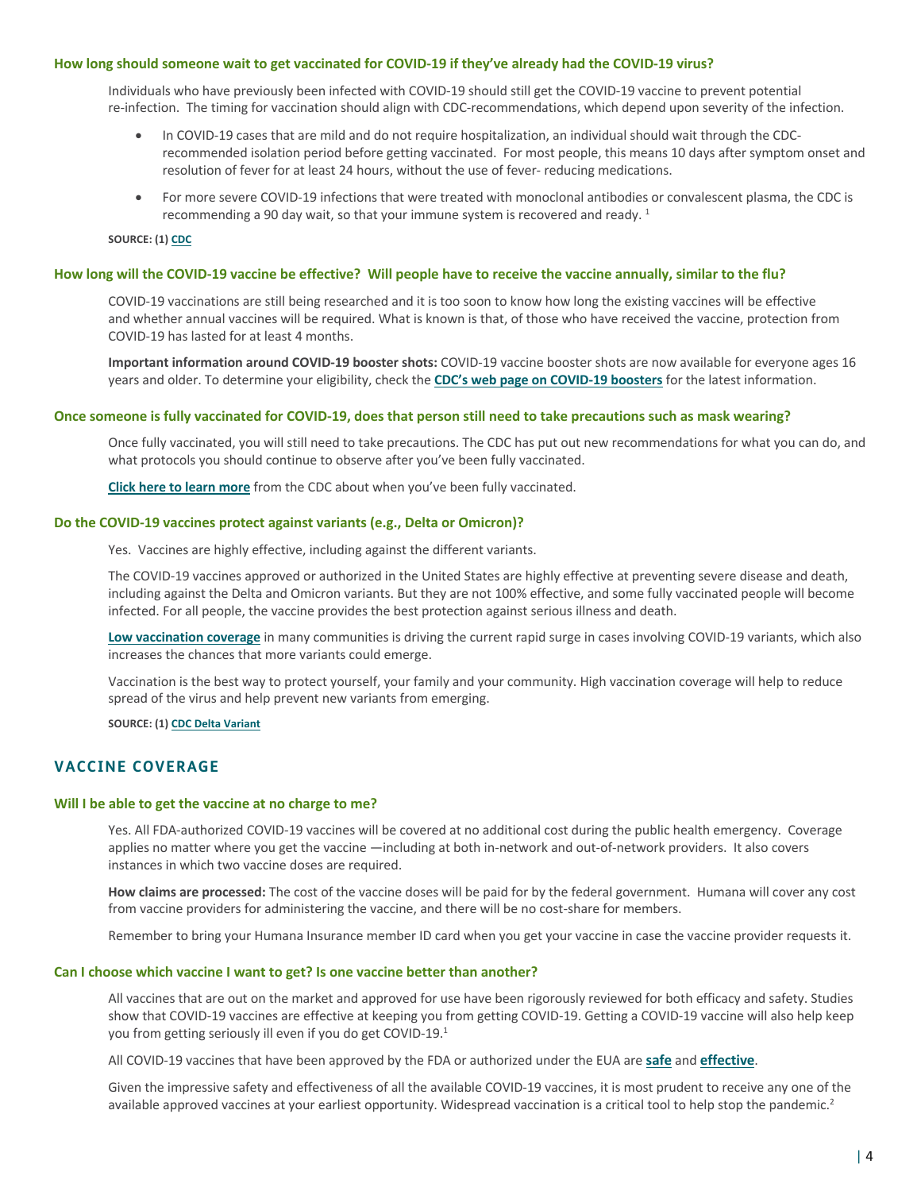### How long should someone wait to get vaccinated for COVID-19 if they've already had the COVID-19 virus?

Individuals who have previously been infected with COVID-19 should still get the COVID-19 vaccine to prevent potential re-infection. The timing for vaccination should align with CDC-recommendations, which depend upon severity of the infection.

- In COVID-19 cases that are mild and do not require hospitalization, an individual should wait through the CDC-recommended isolation period before getting vaccinated. For most people, this means 10 days after symptom onset and resolution of fever for at least 24 hours, without the use of fever- reducing medications.
- For more severe COVID-19 infections that were treated with monoclonal antibodies or convalescent plasma, the CDC is recommending a 90 day wait, so that your immune system is recovered and ready. [1]

**SOURCE: (1) CDC**

### How long will the COVID-19 vaccine be effective? Will people have to receive the vaccine annually, similar to the flu?

COVID-19 vaccinations are still being researched and it is too soon to know how long the existing vaccines will be effective and whether annual vaccines will be required. What is known is that, of those who have received the vaccine, protection from COVID-19 has lasted for at least 4 months.

**Important information around COVID-19 booster shots:** COVID-19 vaccine booster shots are now available for everyone ages 16 years and older. To determine your eligibility, check the **CDC's web page on COVID-19 boosters** for the latest information.

### Once someone is fully vaccinated for COVID-19, does that person still need to take precautions such as mask wearing?

Once fully vaccinated, you will still need to take precautions. The CDC has put out new recommendations for what you can do, and what protocols you should continue to observe after you've been fully vaccinated.

**Click here to learn more** from the CDC about when you've been fully vaccinated.

### Do the COVID-19 vaccines protect against variants (e.g., Delta or Omicron)?

Yes. Vaccines are highly effective, including against the different variants.

The COVID-19 vaccines approved or authorized in the United States are highly effective at preventing severe disease and death, including against the Delta and Omicron variants. But they are not 100% effective, and some fully vaccinated people will become infected. For all people, the vaccine provides the best protection against serious illness and death.

**Low vaccination coverage** in many communities is driving the current rapid surge in cases involving COVID-19 variants, which also increases the chances that more variants could emerge.

Vaccination is the best way to protect yourself, your family and your community. High vaccination coverage will help to reduce spread of the virus and help prevent new variants from emerging.

**SOURCE: (1) CDC Delta Variant**

## VACCINE COVERAGE

### Will I be able to get the vaccine at no charge to me?

Yes. All FDA-authorized COVID-19 vaccines will be covered at no additional cost during the public health emergency. Coverage applies no matter where you get the vaccine —including at both in-network and out-of-network providers. It also covers instances in which two vaccine doses are required.

**How claims are processed:** The cost of the vaccine doses will be paid for by the federal government. Humana will cover any cost from vaccine providers for administering the vaccine, and there will be no cost-share for members.

Remember to bring your Humana Insurance member ID card when you get your vaccine in case the vaccine provider requests it.

### Can I choose which vaccine I want to get? Is one vaccine better than another?

All vaccines that are out on the market and approved for use have been rigorously reviewed for both efficacy and safety. Studies show that COVID-19 vaccines are effective at keeping you from getting COVID-19. Getting a COVID-19 vaccine will also help keep you from getting seriously ill even if you do get COVID-19.[1]

All COVID-19 vaccines that have been approved by the FDA or authorized under the EUA are **safe** and **effective**.

Given the impressive safety and effectiveness of all the available COVID-19 vaccines, it is most prudent to receive any one of the available approved vaccines at your earliest opportunity. Widespread vaccination is a critical tool to help stop the pandemic.[2]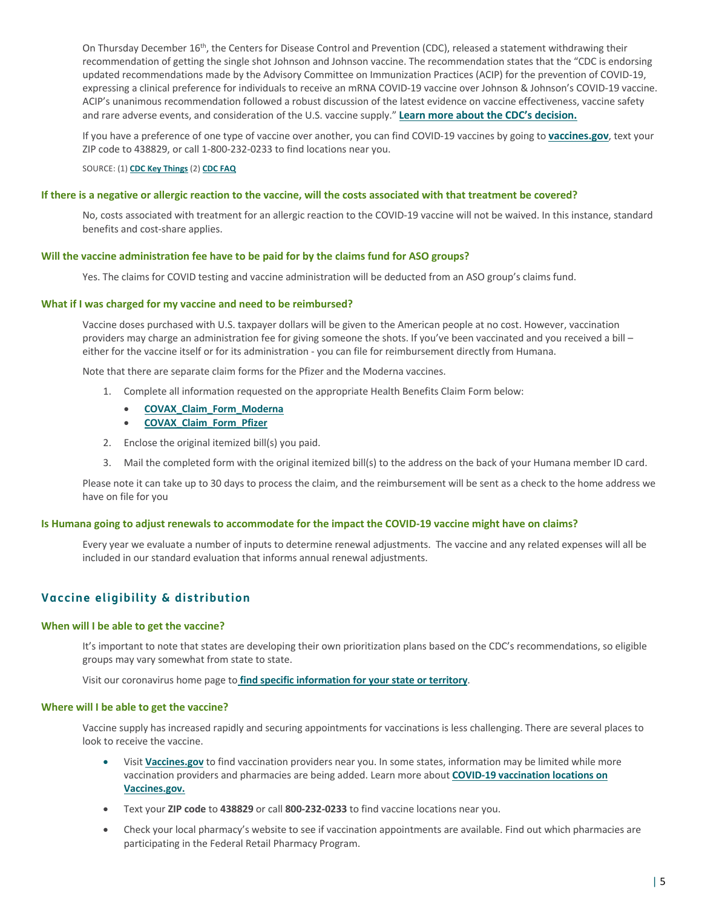On Thursday December 16th, the Centers for Disease Control and Prevention (CDC), released a statement withdrawing their recommendation of getting the single shot Johnson and Johnson vaccine. The recommendation states that the "CDC is endorsing updated recommendations made by the Advisory Committee on Immunization Practices (ACIP) for the prevention of COVID-19, expressing a clinical preference for individuals to receive an mRNA COVID-19 vaccine over Johnson & Johnson's COVID-19 vaccine. ACIP's unanimous recommendation followed a robust discussion of the latest evidence on vaccine effectiveness, vaccine safety and rare adverse events, and consideration of the U.S. vaccine supply." **Learn more about the CDC's decision.**

If you have a preference of one type of vaccine over another, you can find COVID-19 vaccines by going to **vaccines.gov**, text your ZIP code to 438829, or call 1-800-232-0233 to find locations near you.

SOURCE: (1) **CDC Key Things** (2) **CDC FAQ**

### If there is a negative or allergic reaction to the vaccine, will the costs associated with that treatment be covered?

No, costs associated with treatment for an allergic reaction to the COVID-19 vaccine will not be waived. In this instance, standard benefits and cost-share applies.

### Will the vaccine administration fee have to be paid for by the claims fund for ASO groups?

Yes. The claims for COVID testing and vaccine administration will be deducted from an ASO group's claims fund.

### What if I was charged for my vaccine and need to be reimbursed?

Vaccine doses purchased with U.S. taxpayer dollars will be given to the American people at no cost. However, vaccination providers may charge an administration fee for giving someone the shots. If you've been vaccinated and you received a bill – either for the vaccine itself or for its administration - you can file for reimbursement directly from Humana.

Note that there are separate claim forms for the Pfizer and the Moderna vaccines.

1. Complete all information requested on the appropriate Health Benefits Claim Form below:
   - **COVAX_Claim_Form_Moderna**
   - **COVAX_Claim_Form_Pfizer**
2. Enclose the original itemized bill(s) you paid.
3. Mail the completed form with the original itemized bill(s) to the address on the back of your Humana member ID card.

Please note it can take up to 30 days to process the claim, and the reimbursement will be sent as a check to the home address we have on file for you

### Is Humana going to adjust renewals to accommodate for the impact the COVID-19 vaccine might have on claims?

Every year we evaluate a number of inputs to determine renewal adjustments. The vaccine and any related expenses will all be included in our standard evaluation that informs annual renewal adjustments.

## Vaccine eligibility & distribution

### When will I be able to get the vaccine?

It's important to note that states are developing their own prioritization plans based on the CDC's recommendations, so eligible groups may vary somewhat from state to state.

Visit our coronavirus home page to **find specific information for your state or territory**.

### Where will I be able to get the vaccine?

Vaccine supply has increased rapidly and securing appointments for vaccinations is less challenging. There are several places to look to receive the vaccine.

- Visit **Vaccines.gov** to find vaccination providers near you. In some states, information may be limited while more vaccination providers and pharmacies are being added. Learn more about **COVID-19 vaccination locations on Vaccines.gov.**
- Text your **ZIP code** to **438829** or call **800-232-0233** to find vaccine locations near you.
- Check your local pharmacy's website to see if vaccination appointments are available. Find out which pharmacies are participating in the Federal Retail Pharmacy Program.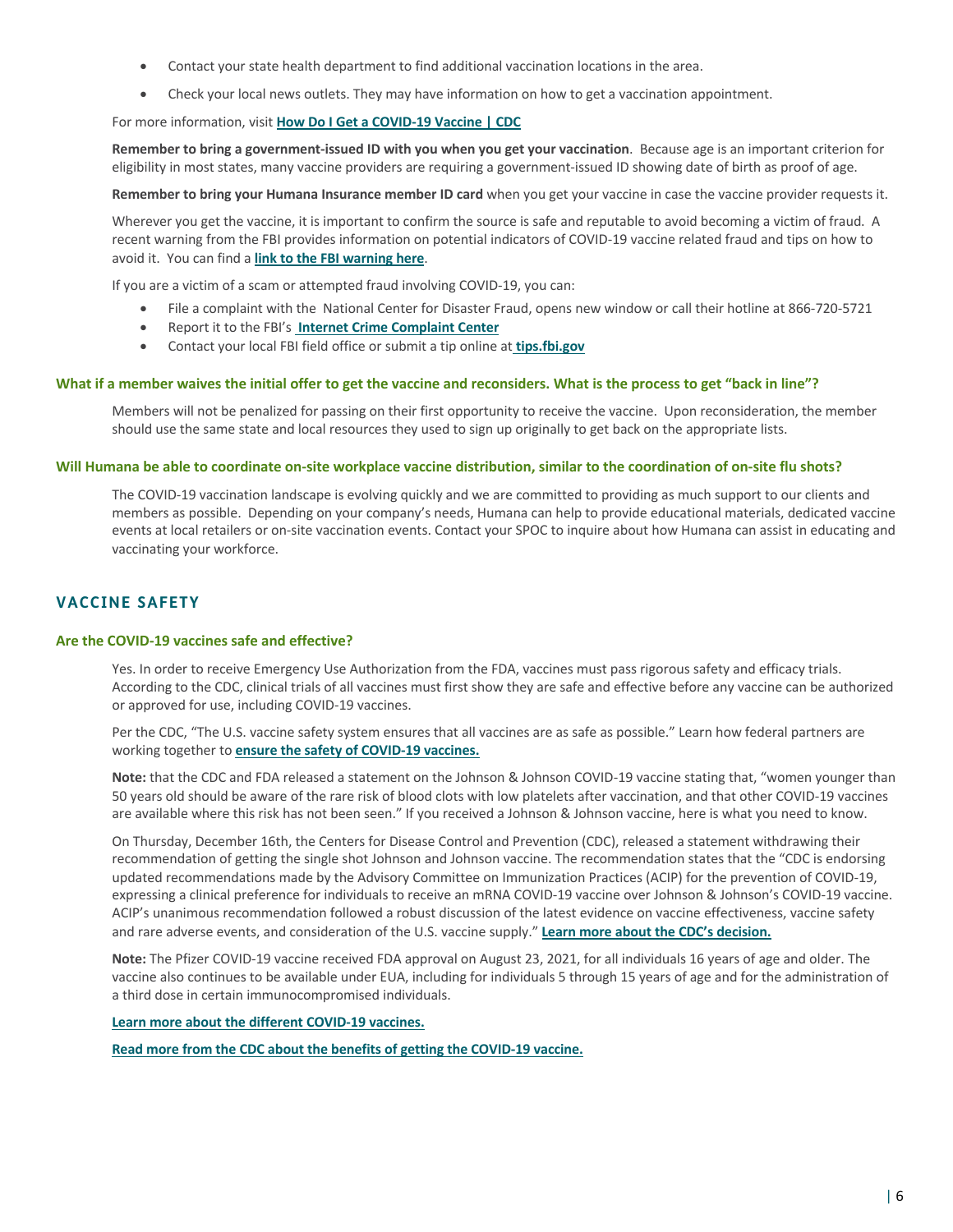- Contact your state health department to find additional vaccination locations in the area.
- Check your local news outlets. They may have information on how to get a vaccination appointment.

For more information, visit **How Do I Get a COVID-19 Vaccine | CDC**

**Remember to bring a government-issued ID with you when you get your vaccination**. Because age is an important criterion for eligibility in most states, many vaccine providers are requiring a government-issued ID showing date of birth as proof of age.

**Remember to bring your Humana Insurance member ID card** when you get your vaccine in case the vaccine provider requests it.

Wherever you get the vaccine, it is important to confirm the source is safe and reputable to avoid becoming a victim of fraud. A recent warning from the FBI provides information on potential indicators of COVID-19 vaccine related fraud and tips on how to avoid it. You can find a **link to the FBI warning here**.

If you are a victim of a scam or attempted fraud involving COVID-19, you can:

- File a complaint with the National Center for Disaster Fraud, opens new window or call their hotline at 866-720-5721
- Report it to the FBI's **Internet Crime Complaint Center**
- Contact your local FBI field office or submit a tip online at **tips.fbi.gov**

### What if a member waives the initial offer to get the vaccine and reconsiders. What is the process to get "back in line"?

Members will not be penalized for passing on their first opportunity to receive the vaccine. Upon reconsideration, the member should use the same state and local resources they used to sign up originally to get back on the appropriate lists.

### Will Humana be able to coordinate on-site workplace vaccine distribution, similar to the coordination of on-site flu shots?

The COVID-19 vaccination landscape is evolving quickly and we are committed to providing as much support to our clients and members as possible. Depending on your company's needs, Humana can help to provide educational materials, dedicated vaccine events at local retailers or on-site vaccination events. Contact your SPOC to inquire about how Humana can assist in educating and vaccinating your workforce.

## VACCINE SAFETY

### Are the COVID-19 vaccines safe and effective?

Yes. In order to receive Emergency Use Authorization from the FDA, vaccines must pass rigorous safety and efficacy trials. According to the CDC, clinical trials of all vaccines must first show they are safe and effective before any vaccine can be authorized or approved for use, including COVID-19 vaccines.

Per the CDC, "The U.S. vaccine safety system ensures that all vaccines are as safe as possible." Learn how federal partners are working together to **ensure the safety of COVID-19 vaccines.**

**Note:** that the CDC and FDA released a statement on the Johnson & Johnson COVID-19 vaccine stating that, "women younger than 50 years old should be aware of the rare risk of blood clots with low platelets after vaccination, and that other COVID-19 vaccines are available where this risk has not been seen." If you received a Johnson & Johnson vaccine, here is what you need to know.

On Thursday, December 16th, the Centers for Disease Control and Prevention (CDC), released a statement withdrawing their recommendation of getting the single shot Johnson and Johnson vaccine. The recommendation states that the "CDC is endorsing updated recommendations made by the Advisory Committee on Immunization Practices (ACIP) for the prevention of COVID-19, expressing a clinical preference for individuals to receive an mRNA COVID-19 vaccine over Johnson & Johnson's COVID-19 vaccine. ACIP's unanimous recommendation followed a robust discussion of the latest evidence on vaccine effectiveness, vaccine safety and rare adverse events, and consideration of the U.S. vaccine supply." **Learn more about the CDC's decision.**

**Note:** The Pfizer COVID-19 vaccine received FDA approval on August 23, 2021, for all individuals 16 years of age and older. The vaccine also continues to be available under EUA, including for individuals 5 through 15 years of age and for the administration of a third dose in certain immunocompromised individuals.

**Learn more about the different COVID-19 vaccines.**

**Read more from the CDC about the benefits of getting the COVID-19 vaccine.**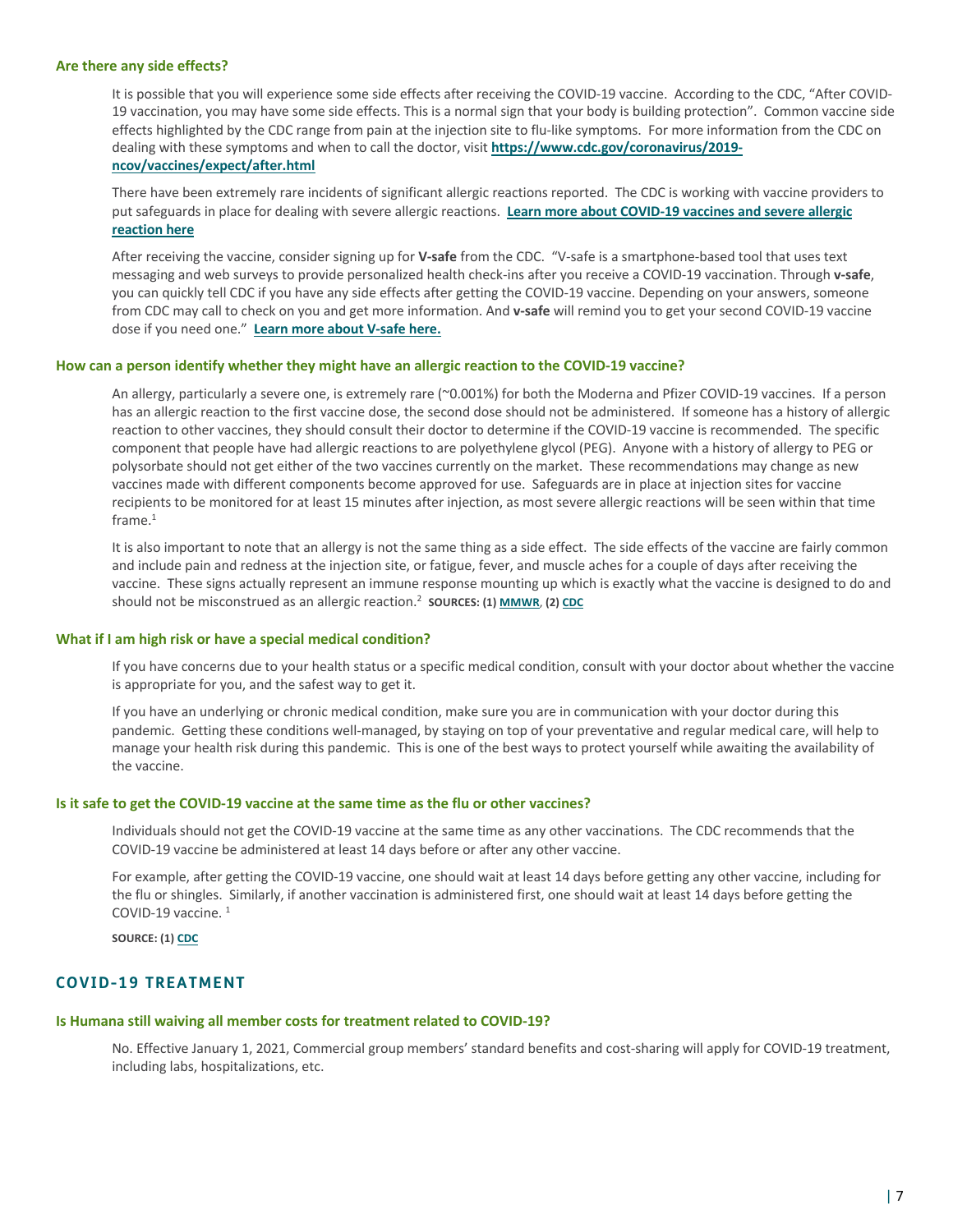### Are there any side effects?

It is possible that you will experience some side effects after receiving the COVID-19 vaccine. According to the CDC, "After COVID-19 vaccination, you may have some side effects. This is a normal sign that your body is building protection". Common vaccine side effects highlighted by the CDC range from pain at the injection site to flu-like symptoms. For more information from the CDC on dealing with these symptoms and when to call the doctor, visit **https://www.cdc.gov/coronavirus/2019-ncov/vaccines/expect/after.html**

There have been extremely rare incidents of significant allergic reactions reported. The CDC is working with vaccine providers to put safeguards in place for dealing with severe allergic reactions. **Learn more about COVID-19 vaccines and severe allergic reaction here**

After receiving the vaccine, consider signing up for **V-safe** from the CDC. "V-safe is a smartphone-based tool that uses text messaging and web surveys to provide personalized health check-ins after you receive a COVID-19 vaccination. Through **v-safe**, you can quickly tell CDC if you have any side effects after getting the COVID-19 vaccine. Depending on your answers, someone from CDC may call to check on you and get more information. And **v-safe** will remind you to get your second COVID-19 vaccine dose if you need one." **Learn more about V-safe here.**

### How can a person identify whether they might have an allergic reaction to the COVID-19 vaccine?

An allergy, particularly a severe one, is extremely rare (~0.001%) for both the Moderna and Pfizer COVID-19 vaccines. If a person has an allergic reaction to the first vaccine dose, the second dose should not be administered. If someone has a history of allergic reaction to other vaccines, they should consult their doctor to determine if the COVID-19 vaccine is recommended. The specific component that people have had allergic reactions to are polyethylene glycol (PEG). Anyone with a history of allergy to PEG or polysorbate should not get either of the two vaccines currently on the market. These recommendations may change as new vaccines made with different components become approved for use. Safeguards are in place at injection sites for vaccine recipients to be monitored for at least 15 minutes after injection, as most severe allergic reactions will be seen within that time frame.[1]

It is also important to note that an allergy is not the same thing as a side effect. The side effects of the vaccine are fairly common and include pain and redness at the injection site, or fatigue, fever, and muscle aches for a couple of days after receiving the vaccine. These signs actually represent an immune response mounting up which is exactly what the vaccine is designed to do and should not be misconstrued as an allergic reaction.[2] **SOURCES: (1) MMWR, (2) CDC**

### What if I am high risk or have a special medical condition?

If you have concerns due to your health status or a specific medical condition, consult with your doctor about whether the vaccine is appropriate for you, and the safest way to get it.

If you have an underlying or chronic medical condition, make sure you are in communication with your doctor during this pandemic. Getting these conditions well-managed, by staying on top of your preventative and regular medical care, will help to manage your health risk during this pandemic. This is one of the best ways to protect yourself while awaiting the availability of the vaccine.

### Is it safe to get the COVID-19 vaccine at the same time as the flu or other vaccines?

Individuals should not get the COVID-19 vaccine at the same time as any other vaccinations. The CDC recommends that the COVID-19 vaccine be administered at least 14 days before or after any other vaccine.

For example, after getting the COVID-19 vaccine, one should wait at least 14 days before getting any other vaccine, including for the flu or shingles. Similarly, if another vaccination is administered first, one should wait at least 14 days before getting the COVID-19 vaccine. [1]

**SOURCE: (1) CDC**

## COVID-19 TREATMENT

### Is Humana still waiving all member costs for treatment related to COVID-19?

No. Effective January 1, 2021, Commercial group members' standard benefits and cost-sharing will apply for COVID-19 treatment, including labs, hospitalizations, etc.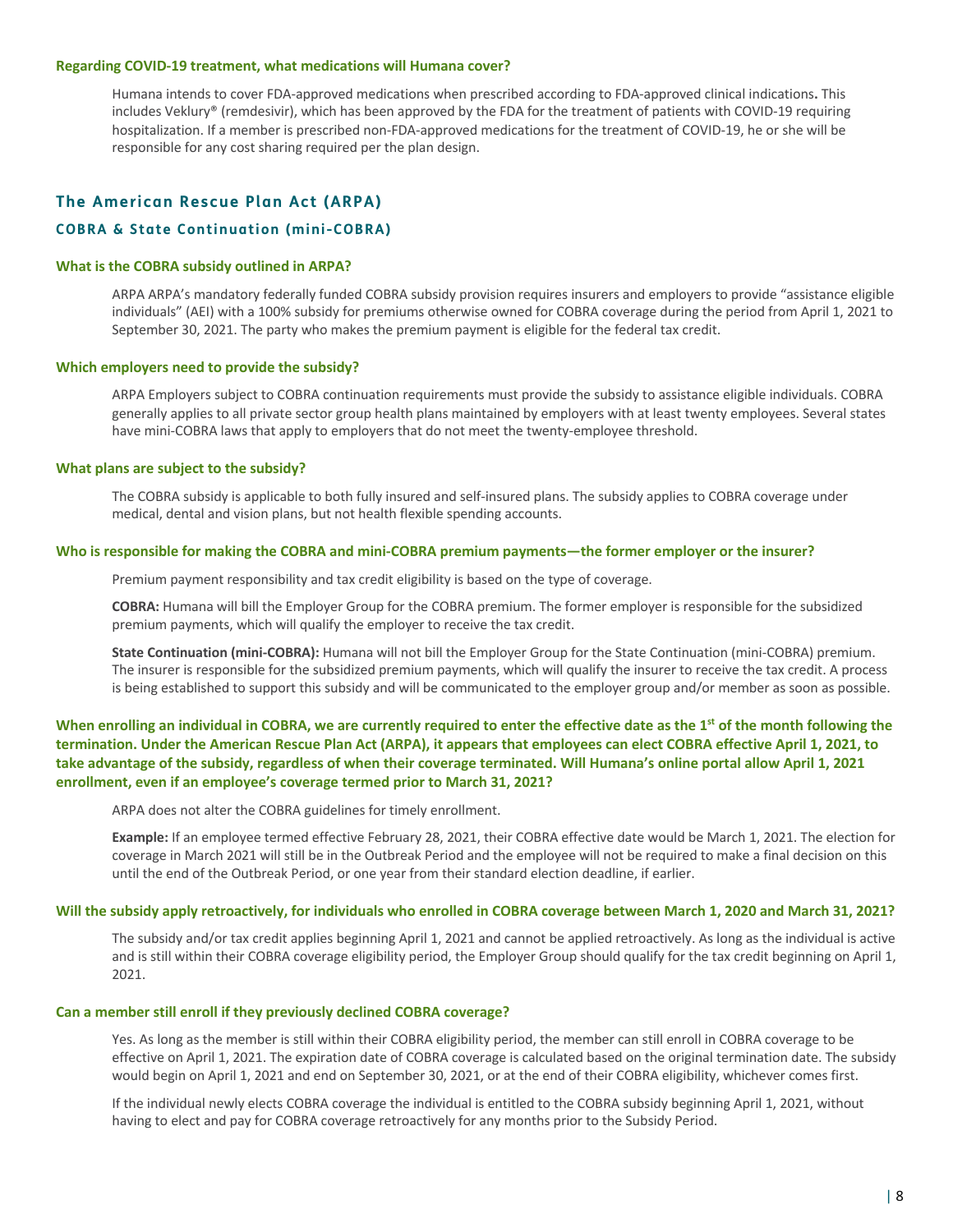**Regarding COVID-19 treatment, what medications will Humana cover?**

Humana intends to cover FDA-approved medications when prescribed according to FDA-approved clinical indications**.** This includes Veklury® (remdesivir), which has been approved by the FDA for the treatment of patients with COVID-19 requiring hospitalization. If a member is prescribed non-FDA-approved medications for the treatment of COVID-19, he or she will be responsible for any cost sharing required per the plan design.

## The American Rescue Plan Act (ARPA)

### COBRA & State Continuation (mini-COBRA)

**What is the COBRA subsidy outlined in ARPA?**

ARPA ARPA's mandatory federally funded COBRA subsidy provision requires insurers and employers to provide "assistance eligible individuals" (AEI) with a 100% subsidy for premiums otherwise owned for COBRA coverage during the period from April 1, 2021 to September 30, 2021. The party who makes the premium payment is eligible for the federal tax credit.

**Which employers need to provide the subsidy?**

ARPA Employers subject to COBRA continuation requirements must provide the subsidy to assistance eligible individuals. COBRA generally applies to all private sector group health plans maintained by employers with at least twenty employees. Several states have mini-COBRA laws that apply to employers that do not meet the twenty-employee threshold.

**What plans are subject to the subsidy?**

The COBRA subsidy is applicable to both fully insured and self-insured plans. The subsidy applies to COBRA coverage under medical, dental and vision plans, but not health flexible spending accounts.

**Who is responsible for making the COBRA and mini-COBRA premium payments—the former employer or the insurer?**

Premium payment responsibility and tax credit eligibility is based on the type of coverage.

**COBRA:** Humana will bill the Employer Group for the COBRA premium. The former employer is responsible for the subsidized premium payments, which will qualify the employer to receive the tax credit.

**State Continuation (mini-COBRA):** Humana will not bill the Employer Group for the State Continuation (mini-COBRA) premium. The insurer is responsible for the subsidized premium payments, which will qualify the insurer to receive the tax credit. A process is being established to support this subsidy and will be communicated to the employer group and/or member as soon as possible.

**When enrolling an individual in COBRA, we are currently required to enter the effective date as the 1st of the month following the termination. Under the American Rescue Plan Act (ARPA), it appears that employees can elect COBRA effective April 1, 2021, to take advantage of the subsidy, regardless of when their coverage terminated. Will Humana's online portal allow April 1, 2021 enrollment, even if an employee's coverage termed prior to March 31, 2021?**

ARPA does not alter the COBRA guidelines for timely enrollment.

**Example:** If an employee termed effective February 28, 2021, their COBRA effective date would be March 1, 2021. The election for coverage in March 2021 will still be in the Outbreak Period and the employee will not be required to make a final decision on this until the end of the Outbreak Period, or one year from their standard election deadline, if earlier.

**Will the subsidy apply retroactively, for individuals who enrolled in COBRA coverage between March 1, 2020 and March 31, 2021?**

The subsidy and/or tax credit applies beginning April 1, 2021 and cannot be applied retroactively. As long as the individual is active and is still within their COBRA coverage eligibility period, the Employer Group should qualify for the tax credit beginning on April 1, 2021.

**Can a member still enroll if they previously declined COBRA coverage?**

Yes. As long as the member is still within their COBRA eligibility period, the member can still enroll in COBRA coverage to be effective on April 1, 2021. The expiration date of COBRA coverage is calculated based on the original termination date. The subsidy would begin on April 1, 2021 and end on September 30, 2021, or at the end of their COBRA eligibility, whichever comes first.

If the individual newly elects COBRA coverage the individual is entitled to the COBRA subsidy beginning April 1, 2021, without having to elect and pay for COBRA coverage retroactively for any months prior to the Subsidy Period.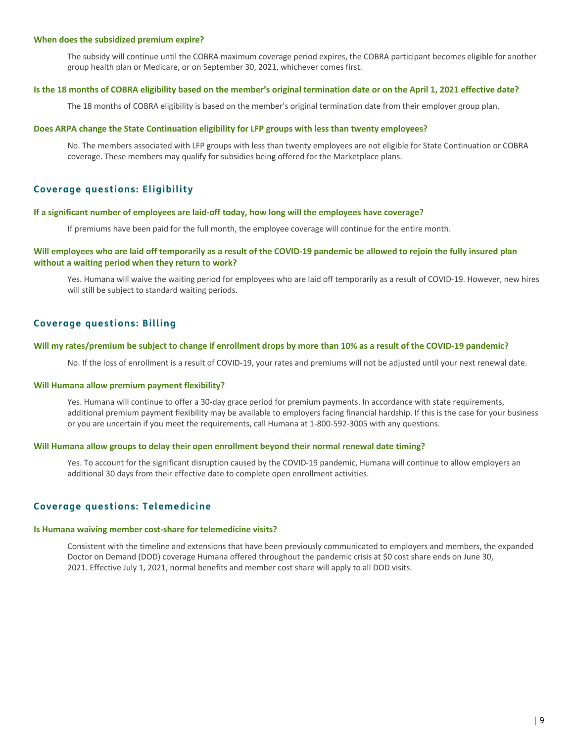### When does the subsidized premium expire?

The subsidy will continue until the COBRA maximum coverage period expires, the COBRA participant becomes eligible for another group health plan or Medicare, or on September 30, 2021, whichever comes first.

### Is the 18 months of COBRA eligibility based on the member's original termination date or on the April 1, 2021 effective date?

The 18 months of COBRA eligibility is based on the member's original termination date from their employer group plan.

### Does ARPA change the State Continuation eligibility for LFP groups with less than twenty employees?

No. The members associated with LFP groups with less than twenty employees are not eligible for State Continuation or COBRA coverage. These members may qualify for subsidies being offered for the Marketplace plans.

## Coverage questions: Eligibility

### If a significant number of employees are laid-off today, how long will the employees have coverage?

If premiums have been paid for the full month, the employee coverage will continue for the entire month.

### Will employees who are laid off temporarily as a result of the COVID-19 pandemic be allowed to rejoin the fully insured plan without a waiting period when they return to work?

Yes. Humana will waive the waiting period for employees who are laid off temporarily as a result of COVID-19. However, new hires will still be subject to standard waiting periods.

## Coverage questions: Billing

### Will my rates/premium be subject to change if enrollment drops by more than 10% as a result of the COVID-19 pandemic?

No. If the loss of enrollment is a result of COVID-19, your rates and premiums will not be adjusted until your next renewal date.

### Will Humana allow premium payment flexibility?

Yes. Humana will continue to offer a 30-day grace period for premium payments. In accordance with state requirements, additional premium payment flexibility may be available to employers facing financial hardship. If this is the case for your business or you are uncertain if you meet the requirements, call Humana at 1-800-592-3005 with any questions.

### Will Humana allow groups to delay their open enrollment beyond their normal renewal date timing?

Yes. To account for the significant disruption caused by the COVID-19 pandemic, Humana will continue to allow employers an additional 30 days from their effective date to complete open enrollment activities.

## Coverage questions: Telemedicine

### Is Humana waiving member cost-share for telemedicine visits?

Consistent with the timeline and extensions that have been previously communicated to employers and members, the expanded Doctor on Demand (DOD) coverage Humana offered throughout the pandemic crisis at $0 cost share ends on June 30, 2021. Effective July 1, 2021, normal benefits and member cost share will apply to all DOD visits.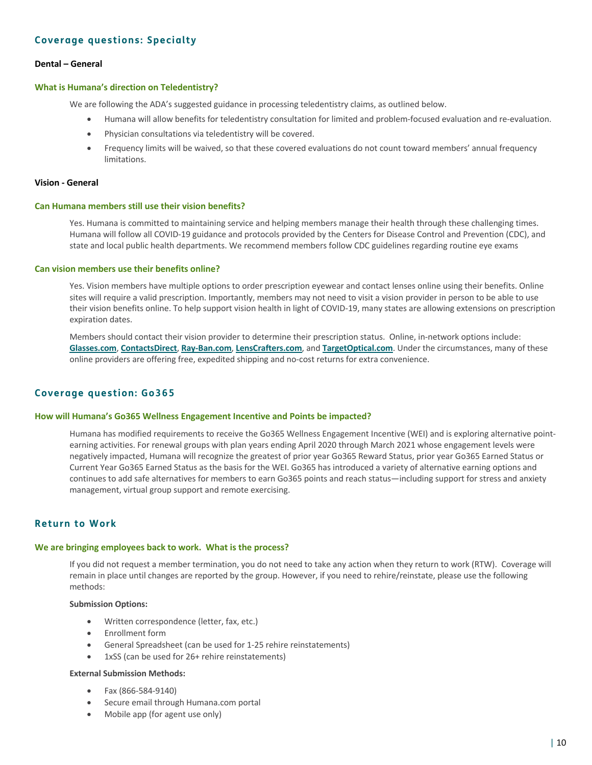## Coverage questions: Specialty

**Dental – General**

### What is Humana's direction on Teledentistry?

We are following the ADA's suggested guidance in processing teledentistry claims, as outlined below.

- Humana will allow benefits for teledentistry consultation for limited and problem-focused evaluation and re-evaluation.
- Physician consultations via teledentistry will be covered.
- Frequency limits will be waived, so that these covered evaluations do not count toward members' annual frequency limitations.

**Vision - General**

### Can Humana members still use their vision benefits?

Yes. Humana is committed to maintaining service and helping members manage their health through these challenging times. Humana will follow all COVID-19 guidance and protocols provided by the Centers for Disease Control and Prevention (CDC), and state and local public health departments. We recommend members follow CDC guidelines regarding routine eye exams

### Can vision members use their benefits online?

Yes. Vision members have multiple options to order prescription eyewear and contact lenses online using their benefits. Online sites will require a valid prescription. Importantly, members may not need to visit a vision provider in person to be able to use their vision benefits online. To help support vision health in light of COVID-19, many states are allowing extensions on prescription expiration dates.

Members should contact their vision provider to determine their prescription status. Online, in-network options include: **Glasses.com**, **ContactsDirect**, **Ray-Ban.com**, **LensCrafters.com**, and **TargetOptical.com**. Under the circumstances, many of these online providers are offering free, expedited shipping and no-cost returns for extra convenience.

## Coverage question: Go365

### How will Humana's Go365 Wellness Engagement Incentive and Points be impacted?

Humana has modified requirements to receive the Go365 Wellness Engagement Incentive (WEI) and is exploring alternative point-earning activities. For renewal groups with plan years ending April 2020 through March 2021 whose engagement levels were negatively impacted, Humana will recognize the greatest of prior year Go365 Reward Status, prior year Go365 Earned Status or Current Year Go365 Earned Status as the basis for the WEI. Go365 has introduced a variety of alternative earning options and continues to add safe alternatives for members to earn Go365 points and reach status—including support for stress and anxiety management, virtual group support and remote exercising.

## Return to Work

### We are bringing employees back to work. What is the process?

If you did not request a member termination, you do not need to take any action when they return to work (RTW). Coverage will remain in place until changes are reported by the group. However, if you need to rehire/reinstate, please use the following methods:

**Submission Options:**

- Written correspondence (letter, fax, etc.)
- Enrollment form
- General Spreadsheet (can be used for 1-25 rehire reinstatements)
- 1xSS (can be used for 26+ rehire reinstatements)

**External Submission Methods:**

- Fax (866-584-9140)
- Secure email through Humana.com portal
- Mobile app (for agent use only)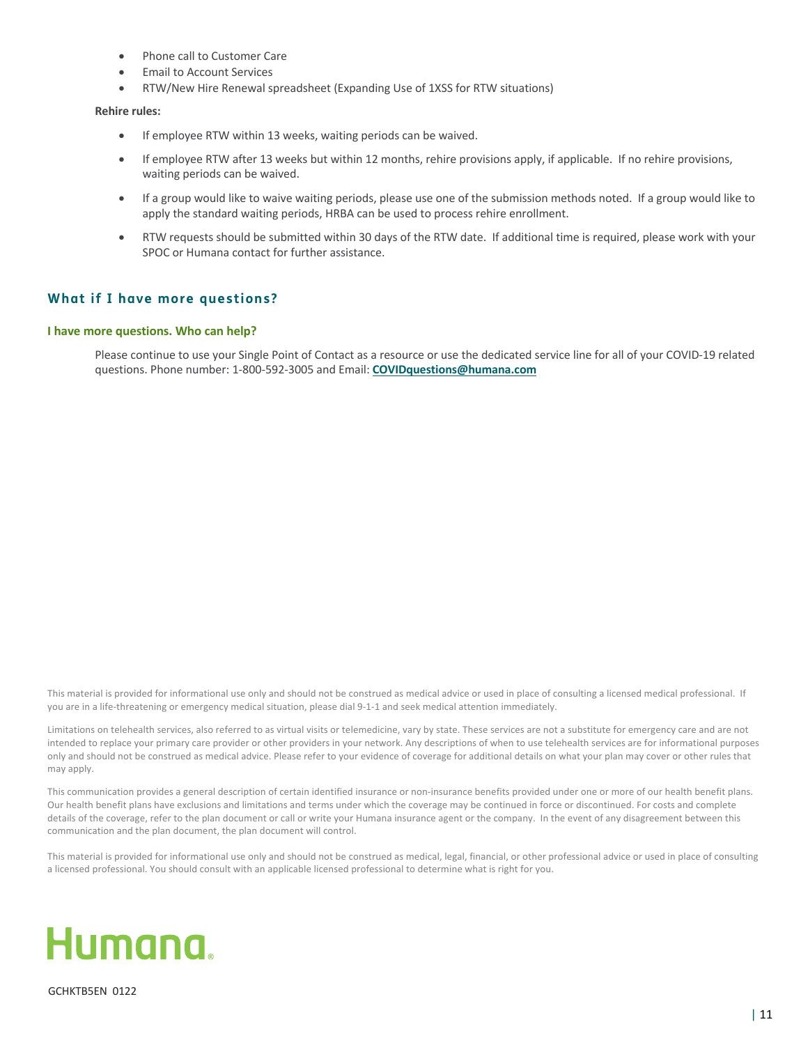- Phone call to Customer Care
- Email to Account Services
- RTW/New Hire Renewal spreadsheet (Expanding Use of 1XSS for RTW situations)

**Rehire rules:**

- If employee RTW within 13 weeks, waiting periods can be waived.
- If employee RTW after 13 weeks but within 12 months, rehire provisions apply, if applicable. If no rehire provisions, waiting periods can be waived.
- If a group would like to waive waiting periods, please use one of the submission methods noted. If a group would like to apply the standard waiting periods, HRBA can be used to process rehire enrollment.
- RTW requests should be submitted within 30 days of the RTW date. If additional time is required, please work with your SPOC or Humana contact for further assistance.

## What if I have more questions?

### I have more questions. Who can help?

Please continue to use your Single Point of Contact as a resource or use the dedicated service line for all of your COVID-19 related questions. Phone number: 1-800-592-3005 and Email: **COVIDquestions@humana.com**

This material is provided for informational use only and should not be construed as medical advice or used in place of consulting a licensed medical professional. If you are in a life-threatening or emergency medical situation, please dial 9-1-1 and seek medical attention immediately.

Limitations on telehealth services, also referred to as virtual visits or telemedicine, vary by state. These services are not a substitute for emergency care and are not intended to replace your primary care provider or other providers in your network. Any descriptions of when to use telehealth services are for informational purposes only and should not be construed as medical advice. Please refer to your evidence of coverage for additional details on what your plan may cover or other rules that may apply.

This communication provides a general description of certain identified insurance or non-insurance benefits provided under one or more of our health benefit plans. Our health benefit plans have exclusions and limitations and terms under which the coverage may be continued in force or discontinued. For costs and complete details of the coverage, refer to the plan document or call or write your Humana insurance agent or the company. In the event of any disagreement between this communication and the plan document, the plan document will control.

This material is provided for informational use only and should not be construed as medical, legal, financial, or other professional advice or used in place of consulting a licensed professional. You should consult with an applicable licensed professional to determine what is right for you.

Humana.

GCHKTB5EN 0122